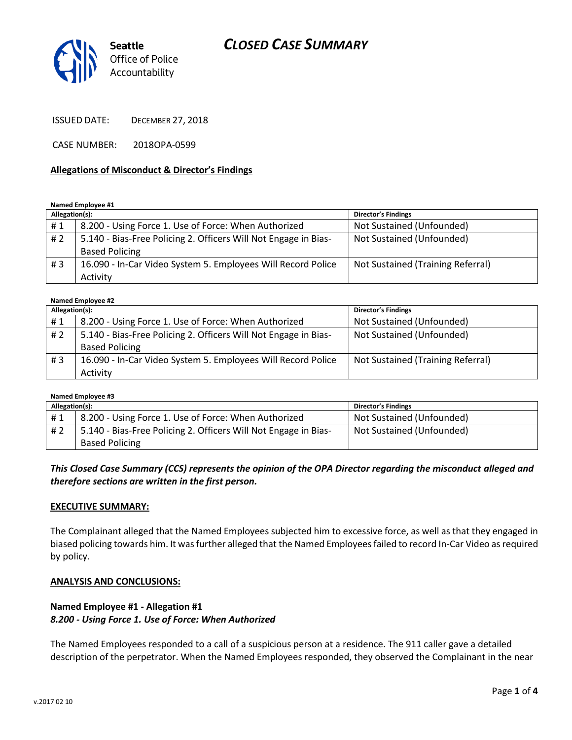# CLOSED CASE SUMMARY

Seattle Office of Police Accountability

ISSUED DATE: DECEMBER 27, 2018

CASE NUMBER: 2018OPA-0599

**Allegations of Misconduct & Director's Findings**

**Named Employee #1**

| Allegation(s): | | Director's Findings |
|---|---|---|
| # 1 | 8.200 - Using Force 1. Use of Force: When Authorized | Not Sustained (Unfounded) |
| # 2 | 5.140 - Bias-Free Policing 2. Officers Will Not Engage in Bias-Based Policing | Not Sustained (Unfounded) |
| # 3 | 16.090 - In-Car Video System 5. Employees Will Record Police Activity | Not Sustained (Training Referral) |

**Named Employee #2**

| Allegation(s): | | Director's Findings |
|---|---|---|
| # 1 | 8.200 - Using Force 1. Use of Force: When Authorized | Not Sustained (Unfounded) |
| # 2 | 5.140 - Bias-Free Policing 2. Officers Will Not Engage in Bias-Based Policing | Not Sustained (Unfounded) |
| # 3 | 16.090 - In-Car Video System 5. Employees Will Record Police Activity | Not Sustained (Training Referral) |

**Named Employee #3**

| Allegation(s): | | Director's Findings |
|---|---|---|
| # 1 | 8.200 - Using Force 1. Use of Force: When Authorized | Not Sustained (Unfounded) |
| # 2 | 5.140 - Bias-Free Policing 2. Officers Will Not Engage in Bias-Based Policing | Not Sustained (Unfounded) |

***This Closed Case Summary (CCS) represents the opinion of the OPA Director regarding the misconduct alleged and therefore sections are written in the first person.***

**EXECUTIVE SUMMARY:**

The Complainant alleged that the Named Employees subjected him to excessive force, as well as that they engaged in biased policing towards him. It was further alleged that the Named Employees failed to record In-Car Video as required by policy.

**ANALYSIS AND CONCLUSIONS:**

**Named Employee #1 - Allegation #1**
***8.200 - Using Force 1. Use of Force: When Authorized***

The Named Employees responded to a call of a suspicious person at a residence. The 911 caller gave a detailed description of the perpetrator. When the Named Employees responded, they observed the Complainant in the near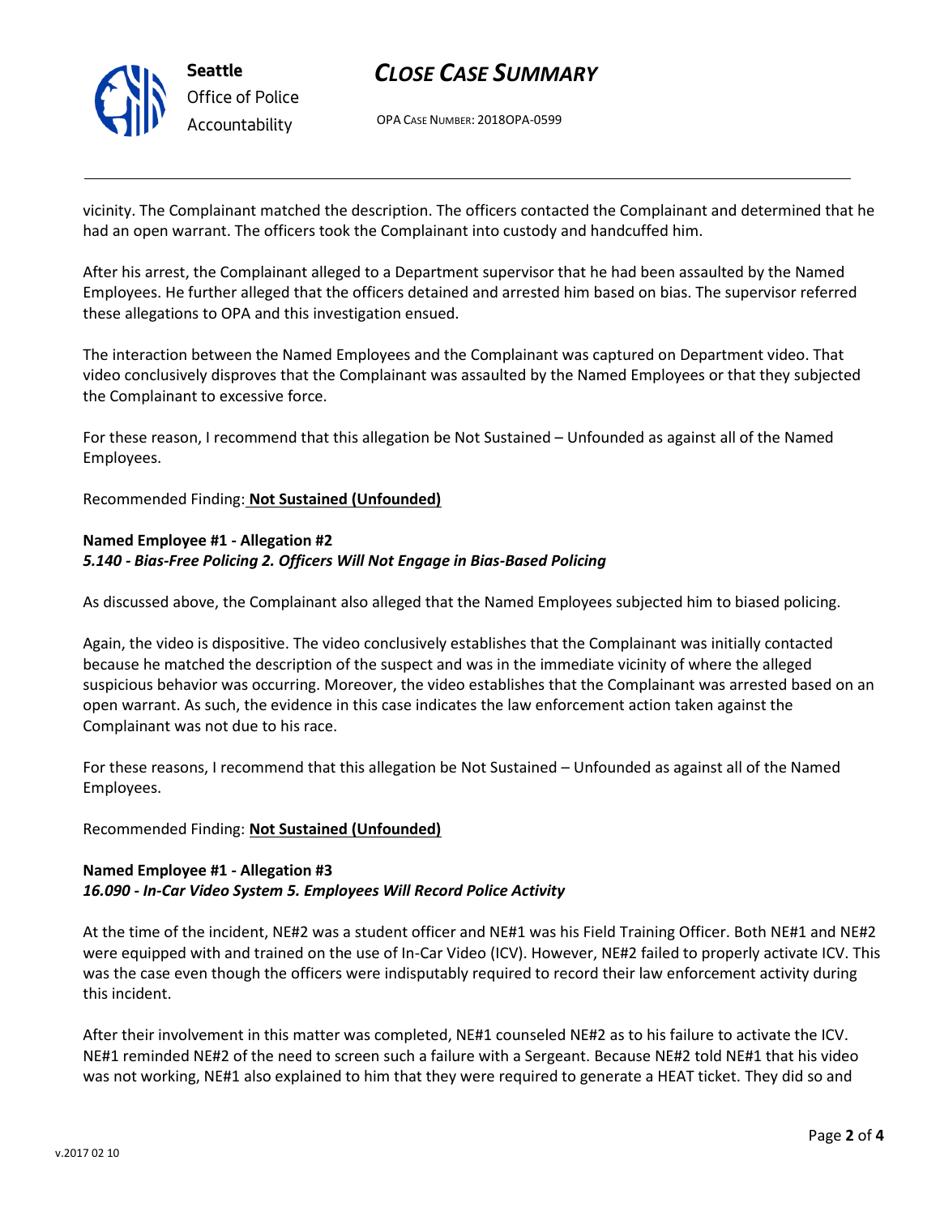vicinity. The Complainant matched the description. The officers contacted the Complainant and determined that he had an open warrant. The officers took the Complainant into custody and handcuffed him.

After his arrest, the Complainant alleged to a Department supervisor that he had been assaulted by the Named Employees. He further alleged that the officers detained and arrested him based on bias. The supervisor referred these allegations to OPA and this investigation ensued.

The interaction between the Named Employees and the Complainant was captured on Department video. That video conclusively disproves that the Complainant was assaulted by the Named Employees or that they subjected the Complainant to excessive force.

For these reason, I recommend that this allegation be Not Sustained – Unfounded as against all of the Named Employees.

Recommended Finding: **Not Sustained (Unfounded)**

**Named Employee #1 - Allegation #2**
***5.140 - Bias-Free Policing 2. Officers Will Not Engage in Bias-Based Policing***

As discussed above, the Complainant also alleged that the Named Employees subjected him to biased policing.

Again, the video is dispositive. The video conclusively establishes that the Complainant was initially contacted because he matched the description of the suspect and was in the immediate vicinity of where the alleged suspicious behavior was occurring. Moreover, the video establishes that the Complainant was arrested based on an open warrant. As such, the evidence in this case indicates the law enforcement action taken against the Complainant was not due to his race.

For these reasons, I recommend that this allegation be Not Sustained – Unfounded as against all of the Named Employees.

Recommended Finding: **Not Sustained (Unfounded)**

**Named Employee #1 - Allegation #3**
***16.090 - In-Car Video System 5. Employees Will Record Police Activity***

At the time of the incident, NE#2 was a student officer and NE#1 was his Field Training Officer. Both NE#1 and NE#2 were equipped with and trained on the use of In-Car Video (ICV). However, NE#2 failed to properly activate ICV. This was the case even though the officers were indisputably required to record their law enforcement activity during this incident.

After their involvement in this matter was completed, NE#1 counseled NE#2 as to his failure to activate the ICV. NE#1 reminded NE#2 of the need to screen such a failure with a Sergeant. Because NE#2 told NE#1 that his video was not working, NE#1 also explained to him that they were required to generate a HEAT ticket. They did so and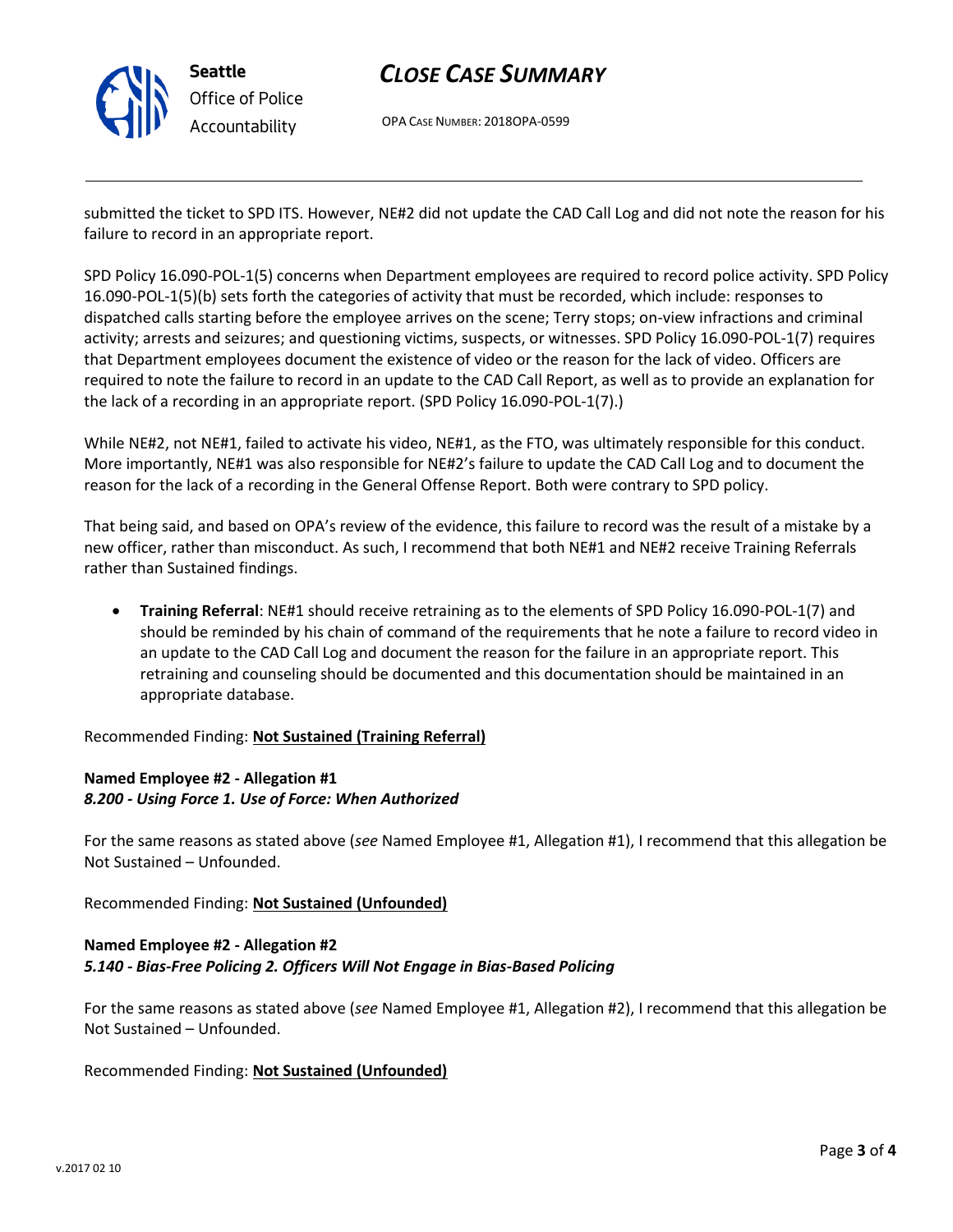submitted the ticket to SPD ITS. However, NE#2 did not update the CAD Call Log and did not note the reason for his failure to record in an appropriate report.

SPD Policy 16.090-POL-1(5) concerns when Department employees are required to record police activity. SPD Policy 16.090-POL-1(5)(b) sets forth the categories of activity that must be recorded, which include: responses to dispatched calls starting before the employee arrives on the scene; Terry stops; on-view infractions and criminal activity; arrests and seizures; and questioning victims, suspects, or witnesses. SPD Policy 16.090-POL-1(7) requires that Department employees document the existence of video or the reason for the lack of video. Officers are required to note the failure to record in an update to the CAD Call Report, as well as to provide an explanation for the lack of a recording in an appropriate report. (SPD Policy 16.090-POL-1(7).)

While NE#2, not NE#1, failed to activate his video, NE#1, as the FTO, was ultimately responsible for this conduct. More importantly, NE#1 was also responsible for NE#2's failure to update the CAD Call Log and to document the reason for the lack of a recording in the General Offense Report. Both were contrary to SPD policy.

That being said, and based on OPA's review of the evidence, this failure to record was the result of a mistake by a new officer, rather than misconduct. As such, I recommend that both NE#1 and NE#2 receive Training Referrals rather than Sustained findings.

- **Training Referral**: NE#1 should receive retraining as to the elements of SPD Policy 16.090-POL-1(7) and should be reminded by his chain of command of the requirements that he note a failure to record video in an update to the CAD Call Log and document the reason for the failure in an appropriate report. This retraining and counseling should be documented and this documentation should be maintained in an appropriate database.

Recommended Finding: **Not Sustained (Training Referral)**

**Named Employee #2 - Allegation #1**
***8.200 - Using Force 1. Use of Force: When Authorized***

For the same reasons as stated above (*see* Named Employee #1, Allegation #1), I recommend that this allegation be Not Sustained – Unfounded.

Recommended Finding: **Not Sustained (Unfounded)**

**Named Employee #2 - Allegation #2**
***5.140 - Bias-Free Policing 2. Officers Will Not Engage in Bias-Based Policing***

For the same reasons as stated above (*see* Named Employee #1, Allegation #2), I recommend that this allegation be Not Sustained – Unfounded.

Recommended Finding: **Not Sustained (Unfounded)**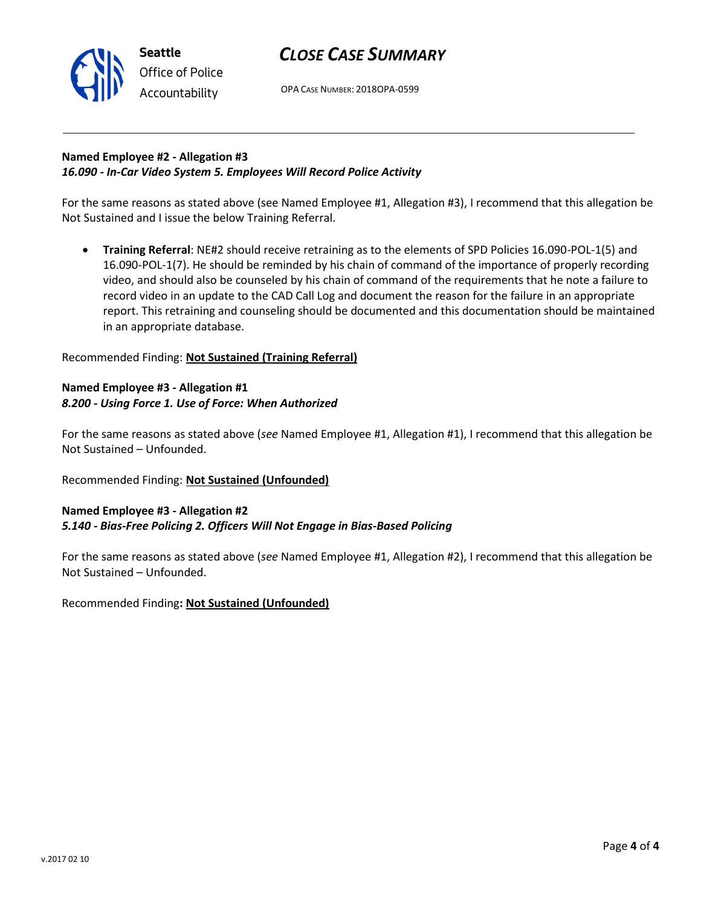**Named Employee #2 - Allegation #3**
***16.090 - In-Car Video System 5. Employees Will Record Police Activity***

For the same reasons as stated above (see Named Employee #1, Allegation #3), I recommend that this allegation be Not Sustained and I issue the below Training Referral.

- **Training Referral**: NE#2 should receive retraining as to the elements of SPD Policies 16.090-POL-1(5) and 16.090-POL-1(7). He should be reminded by his chain of command of the importance of properly recording video, and should also be counseled by his chain of command of the requirements that he note a failure to record video in an update to the CAD Call Log and document the reason for the failure in an appropriate report. This retraining and counseling should be documented and this documentation should be maintained in an appropriate database.

Recommended Finding: **Not Sustained (Training Referral)**

**Named Employee #3 - Allegation #1**
***8.200 - Using Force 1. Use of Force: When Authorized***

For the same reasons as stated above (*see* Named Employee #1, Allegation #1), I recommend that this allegation be Not Sustained – Unfounded.

Recommended Finding: **Not Sustained (Unfounded)**

**Named Employee #3 - Allegation #2**
***5.140 - Bias-Free Policing 2. Officers Will Not Engage in Bias-Based Policing***

For the same reasons as stated above (*see* Named Employee #1, Allegation #2), I recommend that this allegation be Not Sustained – Unfounded.

Recommended Finding**: Not Sustained (Unfounded)**